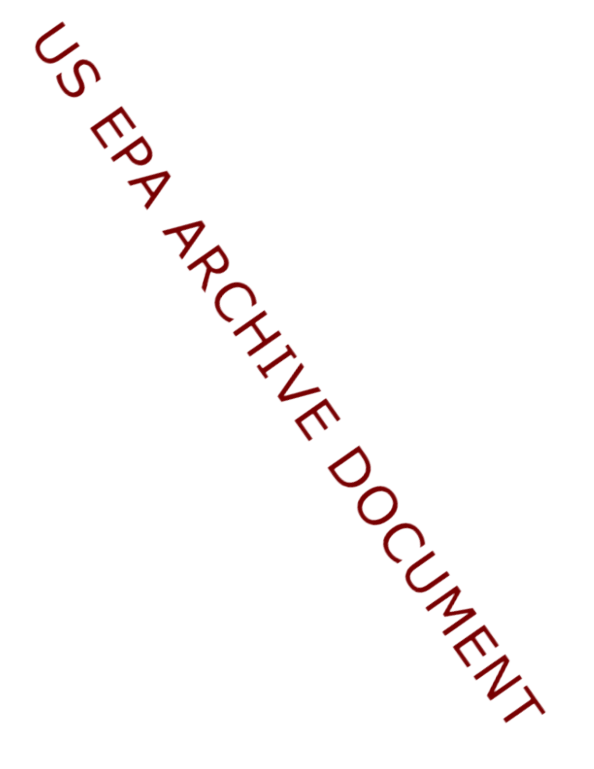US EPA ARCHIVE DOCUMENT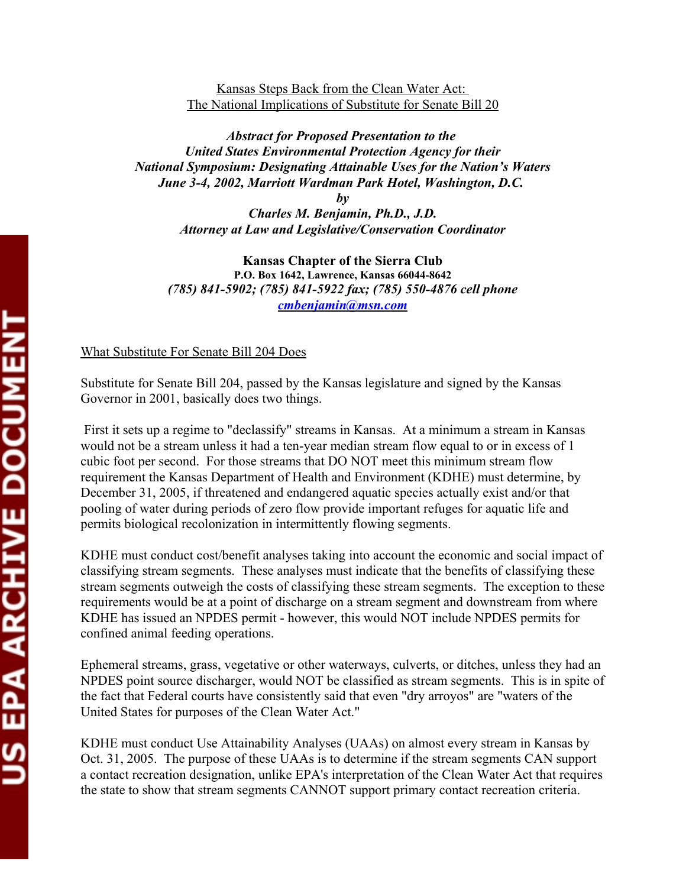Kansas Steps Back from the Clean Water Act:
The National Implications of Substitute for Senate Bill 20

***Abstract for Proposed Presentation to the United States Environmental Protection Agency for their National Symposium: Designating Attainable Uses for the Nation's Waters June 3-4, 2002, Marriott Wardman Park Hotel, Washington, D.C.***

***by***

***Charles M. Benjamin, Ph.D., J.D.***
***Attorney at Law and Legislative/Conservation Coordinator***

**Kansas Chapter of the Sierra Club**
**P.O. Box 1642, Lawrence, Kansas 66044-8642**
***(785) 841-5902; (785) 841-5922 fax; (785) 550-4876 cell phone***
***cmbenjamin@msn.com***

What Substitute For Senate Bill 204 Does

Substitute for Senate Bill 204, passed by the Kansas legislature and signed by the Kansas Governor in 2001, basically does two things.

First it sets up a regime to "declassify" streams in Kansas. At a minimum a stream in Kansas would not be a stream unless it had a ten-year median stream flow equal to or in excess of 1 cubic foot per second. For those streams that DO NOT meet this minimum stream flow requirement the Kansas Department of Health and Environment (KDHE) must determine, by December 31, 2005, if threatened and endangered aquatic species actually exist and/or that pooling of water during periods of zero flow provide important refuges for aquatic life and permits biological recolonization in intermittently flowing segments.

KDHE must conduct cost/benefit analyses taking into account the economic and social impact of classifying stream segments. These analyses must indicate that the benefits of classifying these stream segments outweigh the costs of classifying these stream segments. The exception to these requirements would be at a point of discharge on a stream segment and downstream from where KDHE has issued an NPDES permit - however, this would NOT include NPDES permits for confined animal feeding operations.

Ephemeral streams, grass, vegetative or other waterways, culverts, or ditches, unless they had an NPDES point source discharger, would NOT be classified as stream segments. This is in spite of the fact that Federal courts have consistently said that even "dry arroyos" are "waters of the United States for purposes of the Clean Water Act."

KDHE must conduct Use Attainability Analyses (UAAs) on almost every stream in Kansas by Oct. 31, 2005. The purpose of these UAAs is to determine if the stream segments CAN support a contact recreation designation, unlike EPA's interpretation of the Clean Water Act that requires the state to show that stream segments CANNOT support primary contact recreation criteria.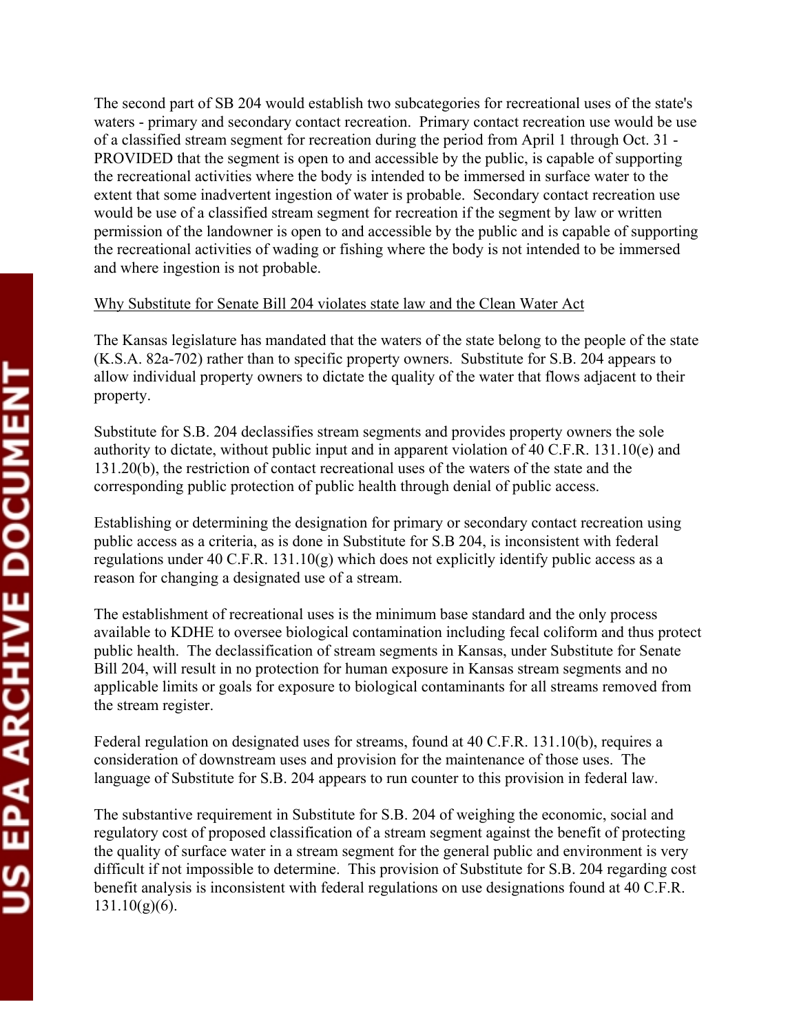The second part of SB 204 would establish two subcategories for recreational uses of the state's waters - primary and secondary contact recreation. Primary contact recreation use would be use of a classified stream segment for recreation during the period from April 1 through Oct. 31 - PROVIDED that the segment is open to and accessible by the public, is capable of supporting the recreational activities where the body is intended to be immersed in surface water to the extent that some inadvertent ingestion of water is probable. Secondary contact recreation use would be use of a classified stream segment for recreation if the segment by law or written permission of the landowner is open to and accessible by the public and is capable of supporting the recreational activities of wading or fishing where the body is not intended to be immersed and where ingestion is not probable.

<u>Why Substitute for Senate Bill 204 violates state law and the Clean Water Act</u>

The Kansas legislature has mandated that the waters of the state belong to the people of the state (K.S.A. 82a-702) rather than to specific property owners. Substitute for S.B. 204 appears to allow individual property owners to dictate the quality of the water that flows adjacent to their property.

Substitute for S.B. 204 declassifies stream segments and provides property owners the sole authority to dictate, without public input and in apparent violation of 40 C.F.R. 131.10(e) and 131.20(b), the restriction of contact recreational uses of the waters of the state and the corresponding public protection of public health through denial of public access.

Establishing or determining the designation for primary or secondary contact recreation using public access as a criteria, as is done in Substitute for S.B 204, is inconsistent with federal regulations under 40 C.F.R. 131.10(g) which does not explicitly identify public access as a reason for changing a designated use of a stream.

The establishment of recreational uses is the minimum base standard and the only process available to KDHE to oversee biological contamination including fecal coliform and thus protect public health. The declassification of stream segments in Kansas, under Substitute for Senate Bill 204, will result in no protection for human exposure in Kansas stream segments and no applicable limits or goals for exposure to biological contaminants for all streams removed from the stream register.

Federal regulation on designated uses for streams, found at 40 C.F.R. 131.10(b), requires a consideration of downstream uses and provision for the maintenance of those uses. The language of Substitute for S.B. 204 appears to run counter to this provision in federal law.

The substantive requirement in Substitute for S.B. 204 of weighing the economic, social and regulatory cost of proposed classification of a stream segment against the benefit of protecting the quality of surface water in a stream segment for the general public and environment is very difficult if not impossible to determine. This provision of Substitute for S.B. 204 regarding cost benefit analysis is inconsistent with federal regulations on use designations found at 40 C.F.R. 131.10(g)(6).